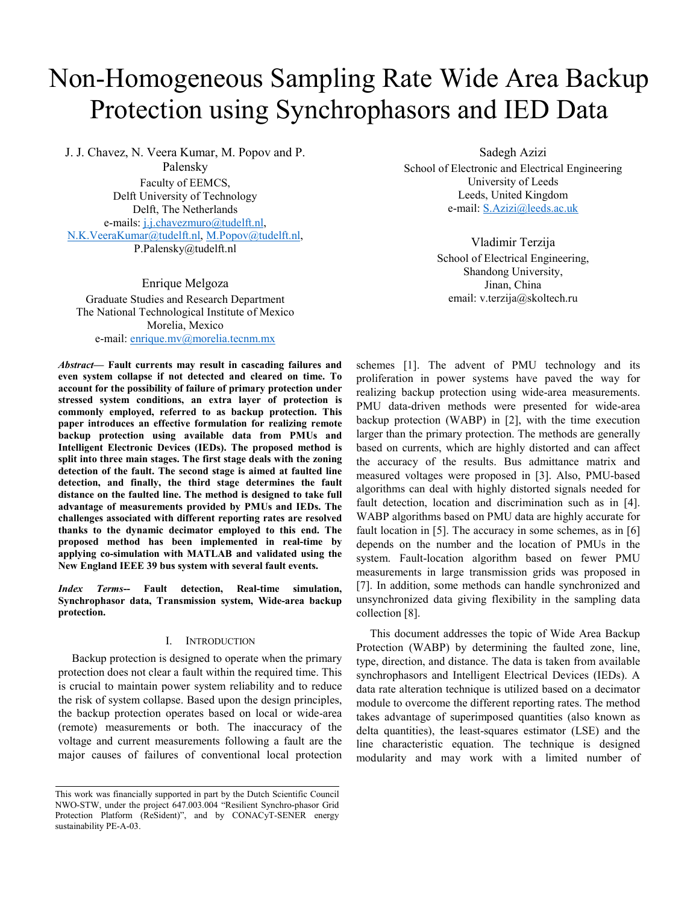# Non-Homogeneous Sampling Rate Wide Area Backup Protection using Synchrophasors and IED Data

J. J. Chavez, N. Veera Kumar, M. Popov and P. Palensky
Faculty of EEMCS,
Delft University of Technology
Delft, The Netherlands
e-mails: j.j.chavezmuro@tudelft.nl, N.K.VeeraKumar@tudelft.nl, M.Popov@tudelft.nl, P.Palensky@tudelft.nl

Enrique Melgoza
Graduate Studies and Research Department
The National Technological Institute of Mexico
Morelia, Mexico
e-mail: enrique.mv@morelia.tecnm.mx

Sadegh Azizi
School of Electronic and Electrical Engineering
University of Leeds
Leeds, United Kingdom
e-mail: S.Azizi@leeds.ac.uk

Vladimir Terzija
School of Electrical Engineering,
Shandong University,
Jinan, China
email: v.terzija@skoltech.ru

***Abstract*— Fault currents may result in cascading failures and even system collapse if not detected and cleared on time. To account for the possibility of failure of primary protection under stressed system conditions, an extra layer of protection is commonly employed, referred to as backup protection. This paper introduces an effective formulation for realizing remote backup protection using available data from PMUs and Intelligent Electronic Devices (IEDs). The proposed method is split into three main stages. The first stage deals with the zoning detection of the fault. The second stage is aimed at faulted line detection, and finally, the third stage determines the fault distance on the faulted line. The method is designed to take full advantage of measurements provided by PMUs and IEDs. The challenges associated with different reporting rates are resolved thanks to the dynamic decimator employed to this end. The proposed method has been implemented in real-time by applying co-simulation with MATLAB and validated using the New England IEEE 39 bus system with several fault events.**

***Index Terms*-- Fault detection, Real-time simulation, Synchrophasor data, Transmission system, Wide-area backup protection.**

## I. Introduction

Backup protection is designed to operate when the primary protection does not clear a fault within the required time. This is crucial to maintain power system reliability and to reduce the risk of system collapse. Based upon the design principles, the backup protection operates based on local or wide-area (remote) measurements or both. The inaccuracy of the voltage and current measurements following a fault are the major causes of failures of conventional local protection schemes [1]. The advent of PMU technology and its proliferation in power systems have paved the way for realizing backup protection using wide-area measurements. PMU data-driven methods were presented for wide-area backup protection (WABP) in [2], with the time execution larger than the primary protection. The methods are generally based on currents, which are highly distorted and can affect the accuracy of the results. Bus admittance matrix and measured voltages were proposed in [3]. Also, PMU-based algorithms can deal with highly distorted signals needed for fault detection, location and discrimination such as in [4]. WABP algorithms based on PMU data are highly accurate for fault location in [5]. The accuracy in some schemes, as in [6] depends on the number and the location of PMUs in the system. Fault-location algorithm based on fewer PMU measurements in large transmission grids was proposed in [7]. In addition, some methods can handle synchronized and unsynchronized data giving flexibility in the sampling data collection [8].

This document addresses the topic of Wide Area Backup Protection (WABP) by determining the faulted zone, line, type, direction, and distance. The data is taken from available synchrophasors and Intelligent Electrical Devices (IEDs). A data rate alteration technique is utilized based on a decimator module to overcome the different reporting rates. The method takes advantage of superimposed quantities (also known as delta quantities), the least-squares estimator (LSE) and the line characteristic equation. The technique is designed modularity and may work with a limited number of

This work was financially supported in part by the Dutch Scientific Council NWO-STW, under the project 647.003.004 "Resilient Synchro-phasor Grid Protection Platform (ReSident)", and by CONACyT-SENER energy sustainability PE-A-03.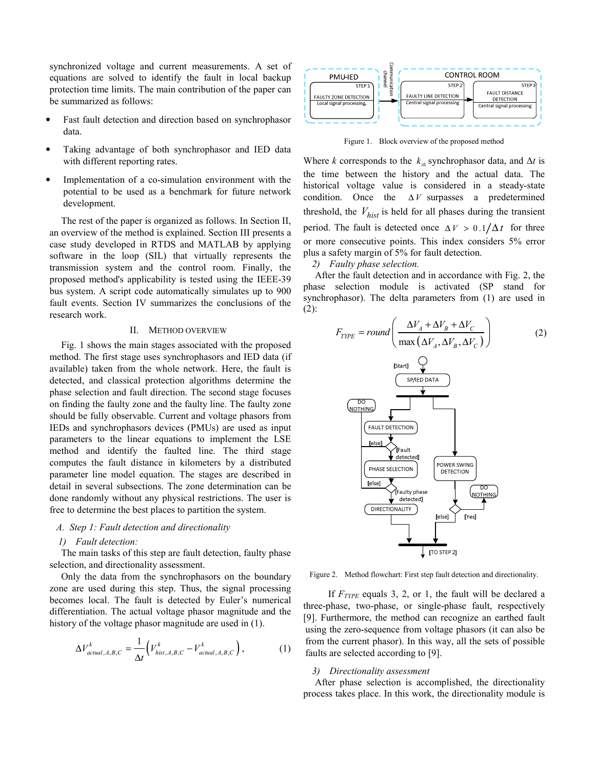synchronized voltage and current measurements. A set of equations are solved to identify the fault in local backup protection time limits. The main contribution of the paper can be summarized as follows:

- Fast fault detection and direction based on synchrophasor data.
- Taking advantage of both synchrophasor and IED data with different reporting rates.
- Implementation of a co-simulation environment with the potential to be used as a benchmark for future network development.

The rest of the paper is organized as follows. In Section II, an overview of the method is explained. Section III presents a case study developed in RTDS and MATLAB by applying software in the loop (SIL) that virtually represents the transmission system and the control room. Finally, the proposed method's applicability is tested using the IEEE-39 bus system. A script code automatically simulates up to 900 fault events. Section IV summarizes the conclusions of the research work.

## II. Method Overview

Fig. 1 shows the main stages associated with the proposed method. The first stage uses synchrophasors and IED data (if available) taken from the whole network. Here, the fault is detected, and classical protection algorithms determine the phase selection and fault direction. The second stage focuses on finding the faulty zone and the faulty line. The faulty zone should be fully observable. Current and voltage phasors from IEDs and synchrophasors devices (PMUs) are used as input parameters to the linear equations to implement the LSE method and identify the faulted line. The third stage computes the fault distance in kilometers by a distributed parameter line model equation. The stages are described in detail in several subsections. The zone determination can be done randomly without any physical restrictions. The user is free to determine the best places to partition the system.

### A. Step 1: Fault detection and directionality

*1) Fault detection:*

The main tasks of this step are fault detection, faulty phase selection, and directionality assessment.

Only the data from the synchrophasors on the boundary zone are used during this step. Thus, the signal processing becomes local. The fault is detected by Euler's numerical differentiation. The actual voltage phasor magnitude and the history of the voltage phasor magnitude are used in (1).

$$\Delta V^{k}_{actual,A,B,C} = \frac{1}{\Delta t}\left(V^{k}_{hist,A,B,C} - V^{k}_{actual,A,B,C}\right), \qquad (1)$$

Figure 1. Block overview of the proposed method

Where $k$ corresponds to the $k_{th}$ synchrophasor data, and $\Delta t$ is the time between the history and the actual data. The historical voltage value is considered in a steady-state condition. Once the $\Delta V$ surpasses a predetermined threshold, the $V_{hist}$ is held for all phases during the transient period. The fault is detected once $\Delta V > 0.1/\Delta t$ for three or more consecutive points. This index considers 5% error plus a safety margin of 5% for fault detection.

*2) Faulty phase selection.*

After the fault detection and in accordance with Fig. 2, the phase selection module is activated (SP stand for synchrophasor). The delta parameters from (1) are used in (2):

$$F_{TYPE} = round\left(\frac{\Delta V_A + \Delta V_B + \Delta V_C}{\max\left(\Delta V_A, \Delta V_B, \Delta V_C\right)}\right) \qquad (2)$$

Figure 2. Method flowchart: First step fault detection and directionality.

If $F_{TYPE}$ equals 3, 2, or 1, the fault will be declared a three-phase, two-phase, or single-phase fault, respectively [9]. Furthermore, the method can recognize an earthed fault using the zero-sequence from voltage phasors (it can also be from the current phasor). In this way, all the sets of possible faults are selected according to [9].

*3) Directionality assessment*

After phase selection is accomplished, the directionality process takes place. In this work, the directionality module is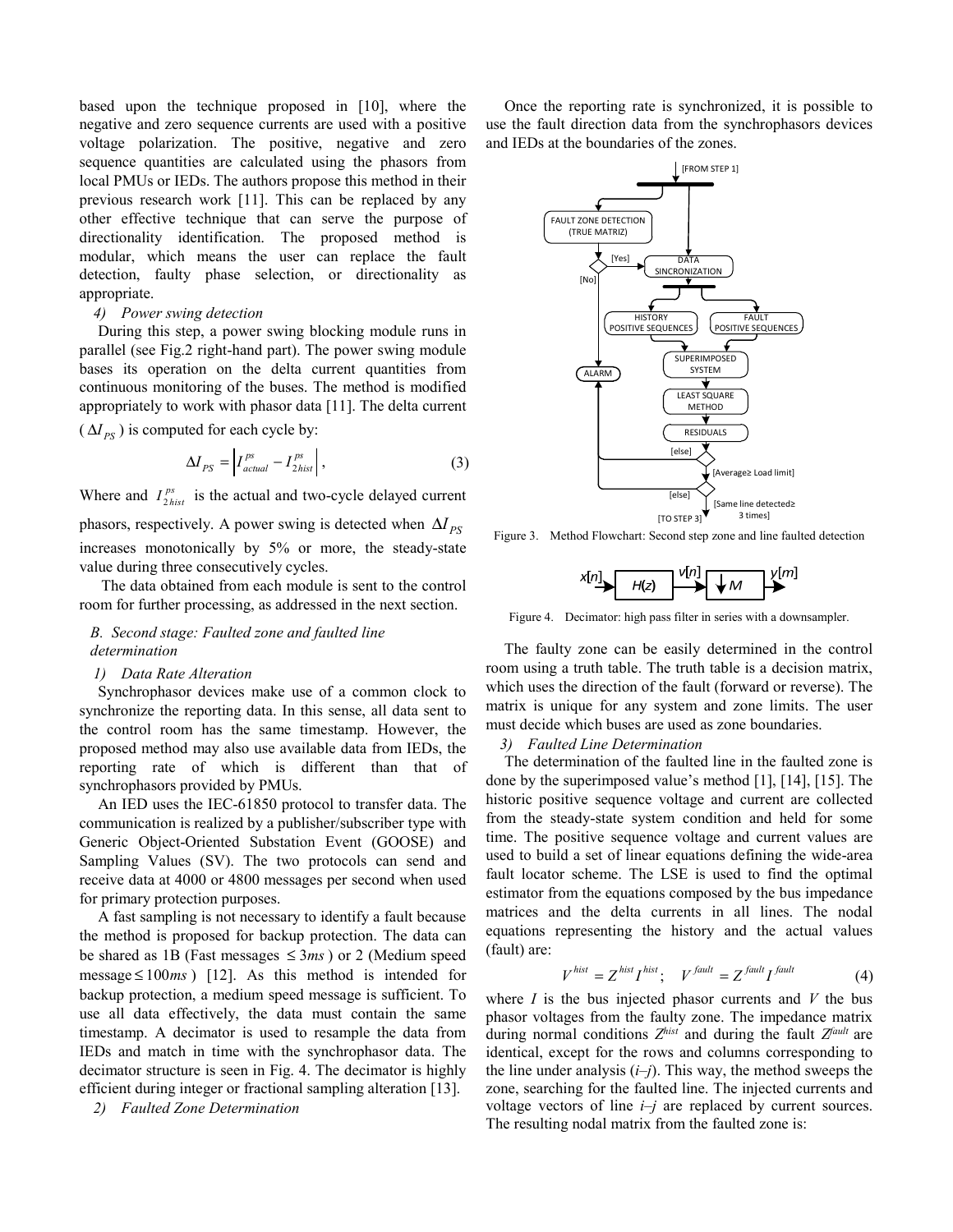based upon the technique proposed in [10], where the negative and zero sequence currents are used with a positive voltage polarization. The positive, negative and zero sequence quantities are calculated using the phasors from local PMUs or IEDs. The authors propose this method in their previous research work [11]. This can be replaced by any other effective technique that can serve the purpose of directionality identification. The proposed method is modular, which means the user can replace the fault detection, faulty phase selection, or directionality as appropriate.

*4) Power swing detection*

During this step, a power swing blocking module runs in parallel (see Fig.2 right-hand part). The power swing module bases its operation on the delta current quantities from continuous monitoring of the buses. The method is modified appropriately to work with phasor data [11]. The delta current ($\Delta I_{PS}$) is computed for each cycle by:

$$\Delta I_{PS} = \left| I_{actual}^{ps} - I_{2hist}^{ps} \right|, \tag{3}$$

Where and $I_{2hist}^{ps}$ is the actual and two-cycle delayed current phasors, respectively. A power swing is detected when $\Delta I_{PS}$ increases monotonically by 5% or more, the steady-state value during three consecutively cycles.

The data obtained from each module is sent to the control room for further processing, as addressed in the next section.

## *B. Second stage: Faulted zone and faulted line determination*

*1) Data Rate Alteration*

Synchrophasor devices make use of a common clock to synchronize the reporting data. In this sense, all data sent to the control room has the same timestamp. However, the proposed method may also use available data from IEDs, the reporting rate of which is different than that of synchrophasors provided by PMUs.

An IED uses the IEC-61850 protocol to transfer data. The communication is realized by a publisher/subscriber type with Generic Object-Oriented Substation Event (GOOSE) and Sampling Values (SV). The two protocols can send and receive data at 4000 or 4800 messages per second when used for primary protection purposes.

A fast sampling is not necessary to identify a fault because the method is proposed for backup protection. The data can be shared as 1B (Fast messages $\leq 3ms$) or 2 (Medium speed message $\leq 100ms$) [12]. As this method is intended for backup protection, a medium speed message is sufficient. To use all data effectively, the data must contain the same timestamp. A decimator is used to resample the data from IEDs and match in time with the synchrophasor data. The decimator structure is seen in Fig. 4. The decimator is highly efficient during integer or fractional sampling alteration [13].

*2) Faulted Zone Determination*

Once the reporting rate is synchronized, it is possible to use the fault direction data from the synchrophasors devices and IEDs at the boundaries of the zones.

Figure 3. Method Flowchart: Second step zone and line faulted detection

Figure 4. Decimator: high pass filter in series with a downsampler.

The faulty zone can be easily determined in the control room using a truth table. The truth table is a decision matrix, which uses the direction of the fault (forward or reverse). The matrix is unique for any system and zone limits. The user must decide which buses are used as zone boundaries.

*3) Faulted Line Determination*

The determination of the faulted line in the faulted zone is done by the superimposed value's method [1], [14], [15]. The historic positive sequence voltage and current are collected from the steady-state system condition and held for some time. The positive sequence voltage and current values are used to build a set of linear equations defining the wide-area fault locator scheme. The LSE is used to find the optimal estimator from the equations composed by the bus impedance matrices and the delta currents in all lines. The nodal equations representing the history and the actual values (fault) are:

$$V^{hist} = Z^{hist} I^{hist}; \quad V^{fault} = Z^{fault} I^{fault} \tag{4}$$

where $I$ is the bus injected phasor currents and $V$ the bus phasor voltages from the faulty zone. The impedance matrix during normal conditions $Z^{hist}$ and during the fault $Z^{fault}$ are identical, except for the rows and columns corresponding to the line under analysis ($i$–$j$). This way, the method sweeps the zone, searching for the faulted line. The injected currents and voltage vectors of line $i$–$j$ are replaced by current sources. The resulting nodal matrix from the faulted zone is: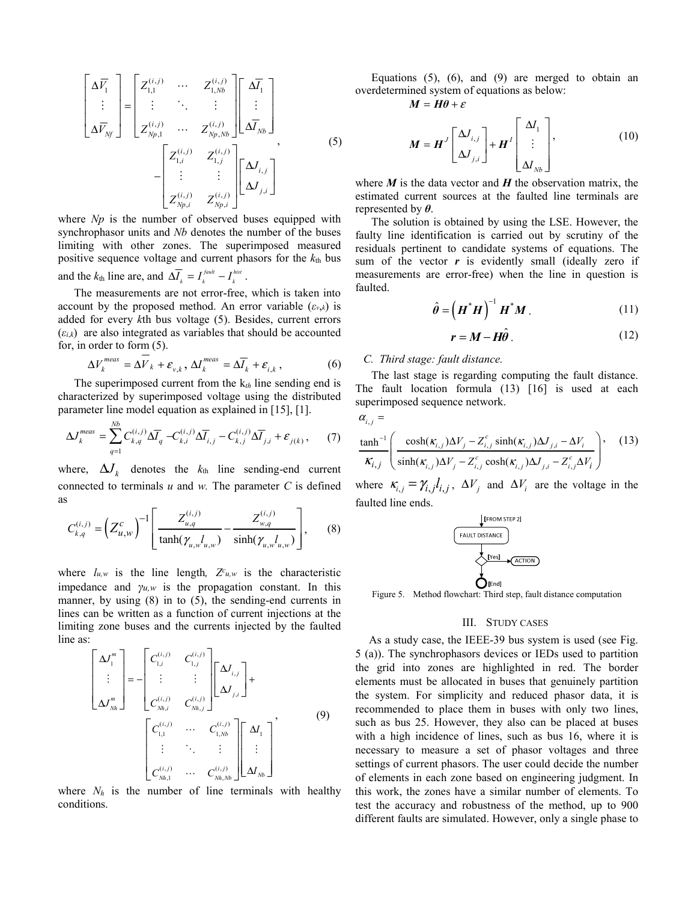$$
\begin{bmatrix} \Delta\overline{V}_1 \\ \vdots \\ \Delta\overline{V}_{Nf} \end{bmatrix} = \begin{bmatrix} Z_{1,1}^{(i,j)} & \cdots & Z_{1,Nb}^{(i,j)} \\ \vdots & \ddots & \vdots \\ Z_{Np,1}^{(i,j)} & \cdots & Z_{Np,Nb}^{(i,j)} \end{bmatrix} \begin{bmatrix} \Delta\overline{I}_1 \\ \vdots \\ \Delta\overline{I}_{Nb} \end{bmatrix} - \begin{bmatrix} Z_{1,i}^{(i,j)} & Z_{1,j}^{(i,j)} \\ \vdots & \vdots \\ Z_{Np,i}^{(i,j)} & Z_{Np,i}^{(i,j)} \end{bmatrix} \begin{bmatrix} \Delta J_{i,j} \\ \Delta J_{j,i} \end{bmatrix}, \tag{5}
$$

where $Np$ is the number of observed buses equipped with synchrophasor units and $Nb$ denotes the number of the buses limiting with other zones. The superimposed measured positive sequence voltage and current phasors for the $k_{th}$ bus and the $k_{th}$ line are, and $\Delta\overline{I}_k = I_k^{fault} - I_k^{hist}$.

The measurements are not error-free, which is taken into account by the proposed method. An error variable ($\varepsilon_{v,k}$) is added for every $k$th bus voltage (5). Besides, current errors ($\varepsilon_{i,k}$) are also integrated as variables that should be accounted for, in order to form (5).

$$
\Delta V_k^{meas} = \Delta\overline{V}_k + \varepsilon_{v,k},\ \Delta I_k^{meas} = \Delta\overline{I}_k + \varepsilon_{i,k}, \tag{6}
$$

The superimposed current from the $k_{th}$ line sending end is characterized by superimposed voltage using the distributed parameter line model equation as explained in [15], [1].

$$
\Delta J_k^{meas} = \sum_{q=1}^{Nb} C_{k,q}^{(i,j)} \Delta\overline{I}_q - C_{k,i}^{(i,j)} \Delta\overline{I}_{i,j} - C_{k,j}^{(i,j)} \Delta\overline{I}_{j,i} + \varepsilon_{j(k)}, \tag{7}
$$

where, $\Delta J_k$ denotes the $k_{th}$ line sending-end current connected to terminals $u$ and $w$. The parameter $C$ is defined as

$$
C_{k,q}^{(i,j)} = \left(Z_{u,w}^c\right)^{-1} \left[ \frac{Z_{u,q}^{(i,j)}}{\tanh(\gamma_{u,w} l_{u,w})} - \frac{Z_{w,q}^{(i,j)}}{\sinh(\gamma_{u,w} l_{u,w})} \right], \tag{8}
$$

where $l_{u,w}$ is the line length, $Z^c_{u,w}$ is the characteristic impedance and $\gamma_{u,w}$ is the propagation constant. In this manner, by using (8) in to (5), the sending-end currents in lines can be written as a function of current injections at the limiting zone buses and the currents injected by the faulted line as:

$$
\begin{bmatrix} \Delta J_1^m \\ \vdots \\ \Delta J_{Nh}^m \end{bmatrix} = - \begin{bmatrix} C_{1,i}^{(i,j)} & C_{1,j}^{(i,j)} \\ \vdots & \vdots \\ C_{Nh,i}^{(i,j)} & C_{Nh,j}^{(i,j)} \end{bmatrix} \begin{bmatrix} \Delta J_{i,j} \\ \Delta J_{j,i} \end{bmatrix} + \begin{bmatrix} C_{1,1}^{(i,j)} & \cdots & C_{1,Nb}^{(i,j)} \\ \vdots & \ddots & \vdots \\ C_{Nh,1}^{(i,j)} & \cdots & C_{Nh,Nb}^{(i,j)} \end{bmatrix} \begin{bmatrix} \Delta I_1 \\ \vdots \\ \Delta I_{Nb} \end{bmatrix}, \tag{9}
$$

where $N_h$ is the number of line terminals with healthy conditions.

Equations (5), (6), and (9) are merged to obtain an overdetermined system of equations as below:

$$
\boldsymbol{M} = \boldsymbol{H\theta} + \boldsymbol{\varepsilon}
$$

$$
\boldsymbol{M} = \boldsymbol{H}^J \begin{bmatrix} \Delta J_{i,j} \\ \Delta J_{j,i} \end{bmatrix} + \boldsymbol{H}^I \begin{bmatrix} \Delta I_1 \\ \vdots \\ \Delta I_{Nb} \end{bmatrix}, \tag{10}
$$

where $\boldsymbol{M}$ is the data vector and $\boldsymbol{H}$ the observation matrix, the estimated current sources at the faulted line terminals are represented by $\boldsymbol{\theta}$.

The solution is obtained by using the LSE. However, the faulty line identification is carried out by scrutiny of the residuals pertinent to candidate systems of equations. The sum of the vector $\boldsymbol{r}$ is evidently small (ideally zero if measurements are error-free) when the line in question is faulted.

$$
\hat{\boldsymbol{\theta}} = \left(\boldsymbol{H}^* \boldsymbol{H}\right)^{-1} \boldsymbol{H}^* \boldsymbol{M}. \tag{11}
$$

$$
\boldsymbol{r} = \boldsymbol{M} - \boldsymbol{H}\hat{\boldsymbol{\theta}}. \tag{12}
$$

### C. Third stage: fault distance.

The last stage is regarding computing the fault distance. The fault location formula (13) [16] is used at each superimposed sequence network.

$$
\alpha_{i,j} = \frac{\tanh^{-1}}{\kappa_{i,j}} \left( \frac{\cosh(\kappa_{i,j})\Delta V_j - Z_{i,j}^c \sinh(\kappa_{i,j})\Delta J_{j,i} - \Delta V_i}{\sinh(\kappa_{i,j})\Delta V_j - Z_{i,j}^c \cosh(\kappa_{i,j})\Delta J_{j,i} - Z_{i,j}^c \Delta V_i} \right), \tag{13}
$$

where $\kappa_{i,j} = \gamma_{i,j} l_{i,j}$, $\Delta V_j$ and $\Delta V_i$ are the voltage in the faulted line ends.

[FROM STEP 2] → FAULT DISTANCE → [Yes] → ACTION; [End]

Figure 5. Method flowchart: Third step, fault distance computation

## III. STUDY CASES

As a study case, the IEEE-39 bus system is used (see Fig. 5 (a)). The synchrophasors devices or IEDs used to partition the grid into zones are highlighted in red. The border elements must be allocated in buses that genuinely partition the system. For simplicity and reduced phasor data, it is recommended to place them in buses with only two lines, such as bus 25. However, they also can be placed at buses with a high incidence of lines, such as bus 16, where it is necessary to measure a set of phasor voltages and three settings of current phasors. The user could decide the number of elements in each zone based on engineering judgment. In this work, the zones have a similar number of elements. To test the accuracy and robustness of the method, up to 900 different faults are simulated. However, only a single phase to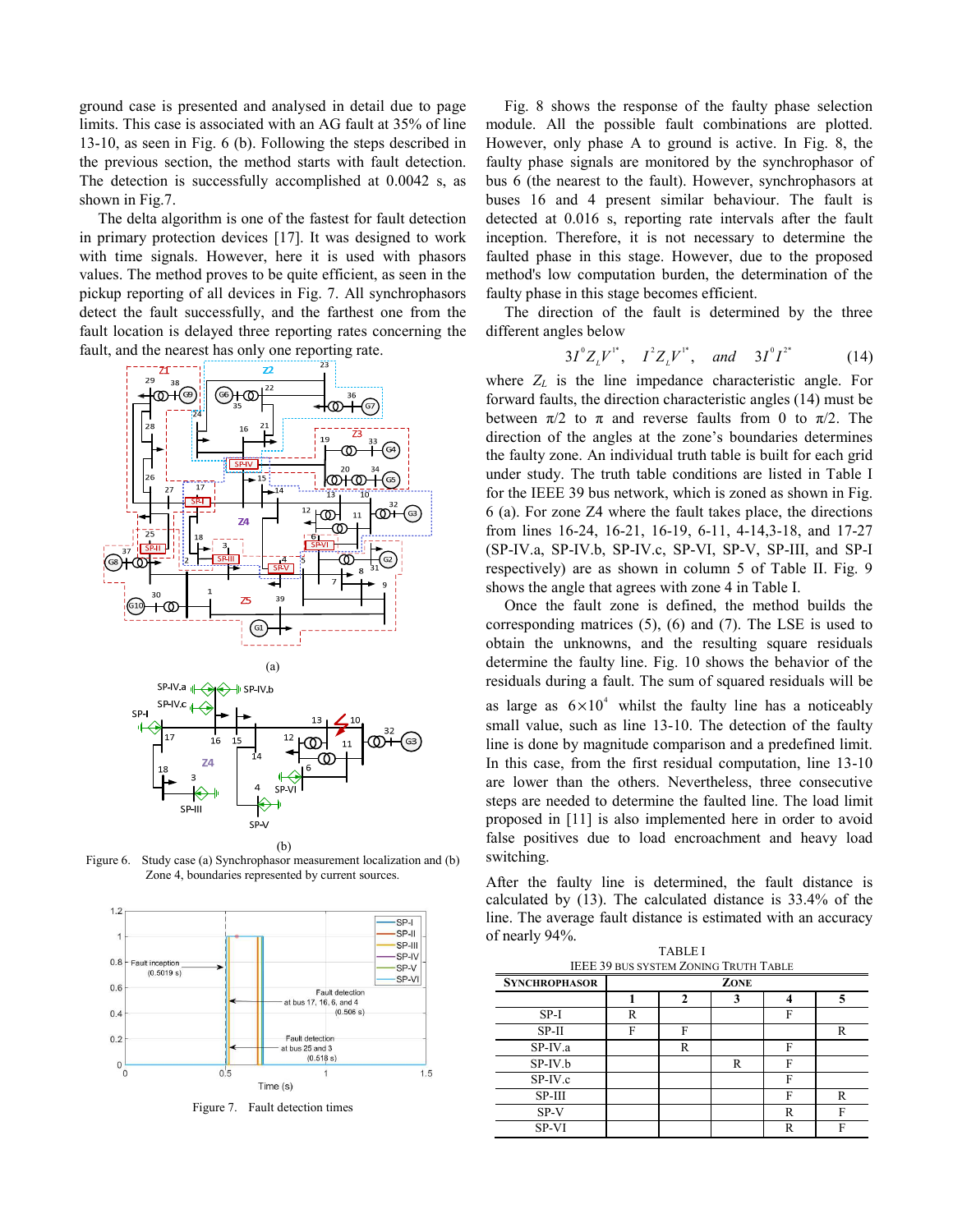ground case is presented and analysed in detail due to page limits. This case is associated with an AG fault at 35% of line 13-10, as seen in Fig. 6 (b). Following the steps described in the previous section, the method starts with fault detection. The detection is successfully accomplished at 0.0042 s, as shown in Fig.7.

The delta algorithm is one of the fastest for fault detection in primary protection devices [17]. It was designed to work with time signals. However, here it is used with phasors values. The method proves to be quite efficient, as seen in the pickup reporting of all devices in Fig. 7. All synchrophasors detect the fault successfully, and the farthest one from the fault location is delayed three reporting rates concerning the fault, and the nearest has only one reporting rate.

Figure 6. Study case (a) Synchrophasor measurement localization and (b) Zone 4, boundaries represented by current sources.

Figure 7. Fault detection times

Fig. 8 shows the response of the faulty phase selection module. All the possible fault combinations are plotted. However, only phase A to ground is active. In Fig. 8, the faulty phase signals are monitored by the synchrophasor of bus 6 (the nearest to the fault). However, synchrophasors at buses 16 and 4 present similar behaviour. The fault is detected at 0.016 s, reporting rate intervals after the fault inception. Therefore, it is not necessary to determine the faulted phase in this stage. However, due to the proposed method's low computation burden, the determination of the faulty phase in this stage becomes efficient.

The direction of the fault is determined by the three different angles below

$$3I^{0}Z_{L}V^{1*}, \quad I^{2}Z_{L}V^{1*}, \quad and \quad 3I^{0}I^{2*} \tag{14}$$

where $Z_L$ is the line impedance characteristic angle. For forward faults, the direction characteristic angles (14) must be between $\pi/2$ to $\pi$ and reverse faults from 0 to $\pi/2$. The direction of the angles at the zone's boundaries determines the faulty zone. An individual truth table is built for each grid under study. The truth table conditions are listed in Table I for the IEEE 39 bus network, which is zoned as shown in Fig. 6 (a). For zone Z4 where the fault takes place, the directions from lines 16-24, 16-21, 16-19, 6-11, 4-14,3-18, and 17-27 (SP-IV.a, SP-IV.b, SP-IV.c, SP-VI, SP-V, SP-III, and SP-I respectively) are as shown in column 5 of Table II. Fig. 9 shows the angle that agrees with zone 4 in Table I.

Once the fault zone is defined, the method builds the corresponding matrices (5), (6) and (7). The LSE is used to obtain the unknowns, and the resulting square residuals determine the faulty line. Fig. 10 shows the behavior of the residuals during a fault. The sum of squared residuals will be as large as $6\times10^{4}$ whilst the faulty line has a noticeably small value, such as line 13-10. The detection of the faulty line is done by magnitude comparison and a predefined limit. In this case, from the first residual computation, line 13-10 are lower than the others. Nevertheless, three consecutive steps are needed to determine the faulted line. The load limit proposed in [11] is also implemented here in order to avoid false positives due to load encroachment and heavy load switching.

After the faulty line is determined, the fault distance is calculated by (13). The calculated distance is 33.4% of the line. The average fault distance is estimated with an accuracy of nearly 94%.

TABLE I
IEEE 39 BUS SYSTEM ZONING TRUTH TABLE

| SYNCHROPHASOR | ZONE | | | | |
|---|---|---|---|---|---|
| | 1 | 2 | 3 | 4 | 5 |
| SP-I | R | | | F | |
| SP-II | F | F | | | R |
| SP-IV.a | | R | | F | |
| SP-IV.b | | | R | F | |
| SP-IV.c | | | | F | |
| SP-III | | | | F | R |
| SP-V | | | | R | F |
| SP-VI | | | | R | F |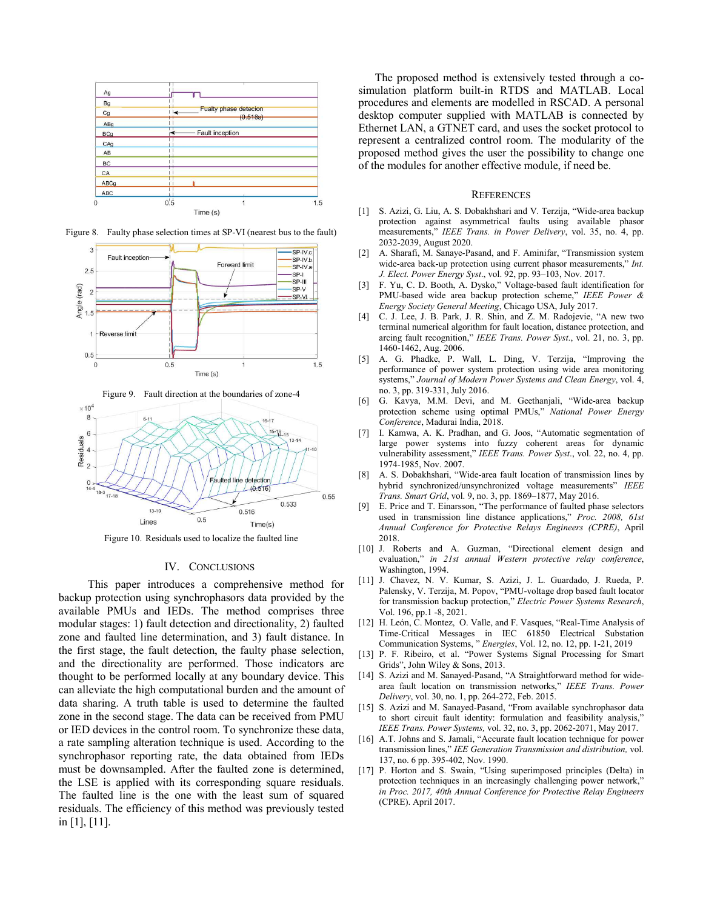Ag
Bg
Cg
ABg
BCg
CAg
AB
BC
CA
ABCg
ABC
Fualty phase detecion (0.518s)
Fault inception
0
0.5
1
1.5
Time (s)

Figure 8. Faulty phase selection times at SP-VI (nearest bus to the fault)

3
2.5
2
1.5
1
0.5
Angle (rad)
Fault inception
Forward limit
Reverse limit
SP-IV.c
SP-IV.b
SP-IV.a
SP-I
SP-III
SP-V
SP-VI
0
0.5
1
1.5
Time (s)

Figure 9. Fault direction at the boundaries of zone-4

×10^4
8
6
4
2
0
Residuals
6-11
16-17
15-16
14-15
13-14
11-10
14-4
18-3
17-18
13-10
Lines
Faulted line detection (0.516)
0.5
0.516
0.533
0.55
Time(s)

Figure 10. Residuals used to localize the faulted line

## IV. Conclusions

This paper introduces a comprehensive method for backup protection using synchrophasors data provided by the available PMUs and IEDs. The method comprises three modular stages: 1) fault detection and directionality, 2) faulted zone and faulted line determination, and 3) fault distance. In the first stage, the fault detection, the faulty phase selection, and the directionality are performed. Those indicators are thought to be performed locally at any boundary device. This can alleviate the high computational burden and the amount of data sharing. A truth table is used to determine the faulted zone in the second stage. The data can be received from PMU or IED devices in the control room. To synchronize these data, a rate sampling alteration technique is used. According to the synchrophasor reporting rate, the data obtained from IEDs must be downsampled. After the faulted zone is determined, the LSE is applied with its corresponding square residuals. The faulted line is the one with the least sum of squared residuals. The efficiency of this method was previously tested in [1], [11].

The proposed method is extensively tested through a co-simulation platform built-in RTDS and MATLAB. Local procedures and elements are modelled in RSCAD. A personal desktop computer supplied with MATLAB is connected by Ethernet LAN, a GTNET card, and uses the socket protocol to represent a centralized control room. The modularity of the proposed method gives the user the possibility to change one of the modules for another effective module, if need be.

## References

[1] S. Azizi, G. Liu, A. S. Dobakhshari and V. Terzija, "Wide-area backup protection against asymmetrical faults using available phasor measurements," *IEEE Trans. in Power Delivery*, vol. 35, no. 4, pp. 2032-2039, August 2020.

[2] A. Sharafi, M. Sanaye-Pasand, and F. Aminifar, "Transmission system wide-area back-up protection using current phasor measurements," *Int. J. Elect. Power Energy Syst*., vol. 92, pp. 93–103, Nov. 2017.

[3] F. Yu, C. D. Booth, A. Dysko," Voltage-based fault identification for PMU-based wide area backup protection scheme," *IEEE Power & Energy Society General Meeting*, Chicago USA, July 2017.

[4] C. J. Lee, J. B. Park, J. R. Shin, and Z. M. Radojevie, "A new two terminal numerical algorithm for fault location, distance protection, and arcing fault recognition," *IEEE Trans. Power Syst*., vol. 21, no. 3, pp. 1460-1462, Aug. 2006.

[5] A. G. Phadke, P. Wall, L. Ding, V. Terzija, "Improving the performance of power system protection using wide area monitoring systems," *Journal of Modern Power Systems and Clean Energy*, vol. 4, no. 3, pp. 319-331, July 2016.

[6] G. Kavya, M.M. Devi, and M. Geethanjali, "Wide-area backup protection scheme using optimal PMUs," *National Power Energy Conference*, Madurai India, 2018.

[7] I. Kamwa, A. K. Pradhan, and G. Joos, "Automatic segmentation of large power systems into fuzzy coherent areas for dynamic vulnerability assessment," *IEEE Trans. Power Syst*., vol. 22, no. 4, pp. 1974-1985, Nov. 2007.

[8] A. S. Dobakhshari, "Wide-area fault location of transmission lines by hybrid synchronized/unsynchronized voltage measurements" *IEEE Trans. Smart Grid*, vol. 9, no. 3, pp. 1869–1877, May 2016.

[9] E. Price and T. Einarsson, "The performance of faulted phase selectors used in transmission line distance applications," *Proc. 2008, 61st Annual Conference for Protective Relays Engineers (CPRE)*, April 2018.

[10] J. Roberts and A. Guzman, "Directional element design and evaluation," *in 21st annual Western protective relay conference*, Washington, 1994.

[11] J. Chavez, N. V. Kumar, S. Azizi, J. L. Guardado, J. Rueda, P. Palensky, V. Terzija, M. Popov, "PMU-voltage drop based fault locator for transmission backup protection," *Electric Power Systems Research*, Vol. 196, pp.1 -8, 2021.

[12] H. León, C. Montez, O. Valle, and F. Vasques, "Real-Time Analysis of Time-Critical Messages in IEC 61850 Electrical Substation Communication Systems, " *Energies*, Vol. 12, no. 12, pp. 1-21, 2019

[13] P. F. Ribeiro, et al. "Power Systems Signal Processing for Smart Grids", John Wiley & Sons, 2013.

[14] S. Azizi and M. Sanayed-Pasand, "A Straightforward method for wide-area fault location on transmission networks," *IEEE Trans. Power Delivery*, vol. 30, no. 1, pp. 264-272, Feb. 2015.

[15] S. Azizi and M. Sanayed-Pasand, "From available synchrophasor data to short circuit fault identity: formulation and feasibility analysis," *IEEE Trans. Power Systems,* vol. 32, no. 3, pp. 2062-2071, May 2017.

[16] A.T. Johns and S. Jamali, "Accurate fault location technique for power transmission lines," *IEE Generation Transmission and distribution,* vol. 137, no. 6 pp. 395-402, Nov. 1990.

[17] P. Horton and S. Swain, "Using superimposed principles (Delta) in protection techniques in an increasingly challenging power network," *in Proc. 2017, 40th Annual Conference for Protective Relay Engineers* (CPRE). April 2017.